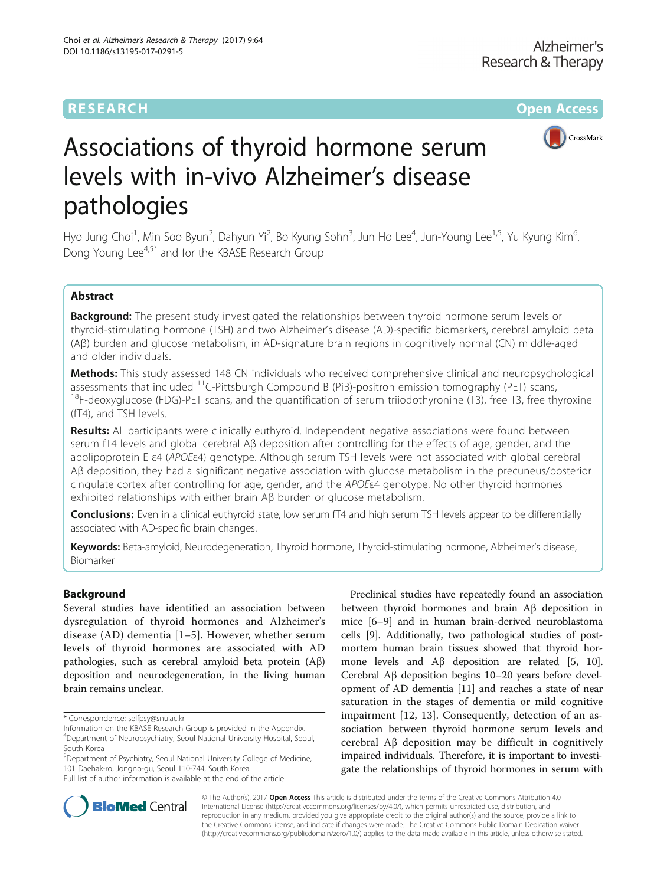RESEARCH Open Access

# Associations of thyroid hormone serum levels with in-vivo Alzheimer's disease pathologies

Hyo Jung Choi[1], Min Soo Byun[2], Dahyun Yi[2], Bo Kyung Sohn[3], Jun Ho Lee[4], Jun-Young Lee[1,5], Yu Kyung Kim[6], Dong Young Lee[4,5*] and for the KBASE Research Group

## Abstract

**Background:** The present study investigated the relationships between thyroid hormone serum levels or thyroid-stimulating hormone (TSH) and two Alzheimer's disease (AD)-specific biomarkers, cerebral amyloid beta (Aβ) burden and glucose metabolism, in AD-signature brain regions in cognitively normal (CN) middle-aged and older individuals.

**Methods:** This study assessed 148 CN individuals who received comprehensive clinical and neuropsychological assessments that included $^{11}$C-Pittsburgh Compound B (PiB)-positron emission tomography (PET) scans, $^{18}$F-deoxyglucose (FDG)-PET scans, and the quantification of serum triiodothyronine (T3), free T3, free thyroxine (fT4), and TSH levels.

**Results:** All participants were clinically euthyroid. Independent negative associations were found between serum fT4 levels and global cerebral Aβ deposition after controlling for the effects of age, gender, and the apolipoprotein E ε4 (*APOEε4*) genotype. Although serum TSH levels were not associated with global cerebral Aβ deposition, they had a significant negative association with glucose metabolism in the precuneus/posterior cingulate cortex after controlling for age, gender, and the *APOEε4* genotype. No other thyroid hormones exhibited relationships with either brain Aβ burden or glucose metabolism.

**Conclusions:** Even in a clinical euthyroid state, low serum fT4 and high serum TSH levels appear to be differentially associated with AD-specific brain changes.

**Keywords:** Beta-amyloid, Neurodegeneration, Thyroid hormone, Thyroid-stimulating hormone, Alzheimer's disease, Biomarker

## Background

Several studies have identified an association between dysregulation of thyroid hormones and Alzheimer's disease (AD) dementia [1–5]. However, whether serum levels of thyroid hormones are associated with AD pathologies, such as cerebral amyloid beta protein (Aβ) deposition and neurodegeneration, in the living human brain remains unclear.

Preclinical studies have repeatedly found an association between thyroid hormones and brain Aβ deposition in mice [6–9] and in human brain-derived neuroblastoma cells [9]. Additionally, two pathological studies of postmortem human brain tissues showed that thyroid hormone levels and Aβ deposition are related [5, 10]. Cerebral Aβ deposition begins 10–20 years before development of AD dementia [11] and reaches a state of near saturation in the stages of dementia or mild cognitive impairment [12, 13]. Consequently, detection of an association between thyroid hormone serum levels and cerebral Aβ deposition may be difficult in cognitively impaired individuals. Therefore, it is important to investigate the relationships of thyroid hormones in serum with

\* Correspondence: selfpsy@snu.ac.kr

Information on the KBASE Research Group is provided in the Appendix.

[4]Department of Neuropsychiatry, Seoul National University Hospital, Seoul, South Korea

[5]Department of Psychiatry, Seoul National University College of Medicine, 101 Daehak-ro, Jongno-gu, Seoul 110-744, South Korea

Full list of author information is available at the end of the article

© The Author(s). 2017 **Open Access** This article is distributed under the terms of the Creative Commons Attribution 4.0 International License (http://creativecommons.org/licenses/by/4.0/), which permits unrestricted use, distribution, and reproduction in any medium, provided you give appropriate credit to the original author(s) and the source, provide a link to the Creative Commons license, and indicate if changes were made. The Creative Commons Public Domain Dedication waiver (http://creativecommons.org/publicdomain/zero/1.0/) applies to the data made available in this article, unless otherwise stated.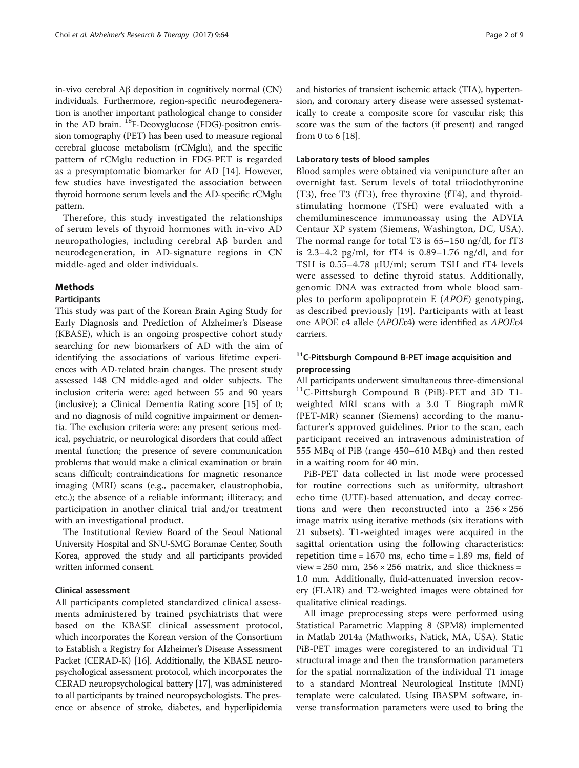in-vivo cerebral Aβ deposition in cognitively normal (CN) individuals. Furthermore, region-specific neurodegeneration is another important pathological change to consider in the AD brain. $^{18}$F-Deoxyglucose (FDG)-positron emission tomography (PET) has been used to measure regional cerebral glucose metabolism (rCMglu), and the specific pattern of rCMglu reduction in FDG-PET is regarded as a presymptomatic biomarker for AD [14]. However, few studies have investigated the association between thyroid hormone serum levels and the AD-specific rCMglu pattern.

Therefore, this study investigated the relationships of serum levels of thyroid hormones with in-vivo AD neuropathologies, including cerebral Aβ burden and neurodegeneration, in AD-signature regions in CN middle-aged and older individuals.

## Methods

### Participants

This study was part of the Korean Brain Aging Study for Early Diagnosis and Prediction of Alzheimer's Disease (KBASE), which is an ongoing prospective cohort study searching for new biomarkers of AD with the aim of identifying the associations of various lifetime experiences with AD-related brain changes. The present study assessed 148 CN middle-aged and older subjects. The inclusion criteria were: aged between 55 and 90 years (inclusive); a Clinical Dementia Rating score [15] of 0; and no diagnosis of mild cognitive impairment or dementia. The exclusion criteria were: any present serious medical, psychiatric, or neurological disorders that could affect mental function; the presence of severe communication problems that would make a clinical examination or brain scans difficult; contraindications for magnetic resonance imaging (MRI) scans (e.g., pacemaker, claustrophobia, etc.); the absence of a reliable informant; illiteracy; and participation in another clinical trial and/or treatment with an investigational product.

The Institutional Review Board of the Seoul National University Hospital and SNU-SMG Boramae Center, South Korea, approved the study and all participants provided written informed consent.

### Clinical assessment

All participants completed standardized clinical assessments administered by trained psychiatrists that were based on the KBASE clinical assessment protocol, which incorporates the Korean version of the Consortium to Establish a Registry for Alzheimer's Disease Assessment Packet (CERAD-K) [16]. Additionally, the KBASE neuropsychological assessment protocol, which incorporates the CERAD neuropsychological battery [17], was administered to all participants by trained neuropsychologists. The presence or absence of stroke, diabetes, and hyperlipidemia and histories of transient ischemic attack (TIA), hypertension, and coronary artery disease were assessed systematically to create a composite score for vascular risk; this score was the sum of the factors (if present) and ranged from 0 to 6 [18].

### Laboratory tests of blood samples

Blood samples were obtained via venipuncture after an overnight fast. Serum levels of total triiodothyronine (T3), free T3 (fT3), free thyroxine (fT4), and thyroid-stimulating hormone (TSH) were evaluated with a chemiluminescence immunoassay using the ADVIA Centaur XP system (Siemens, Washington, DC, USA). The normal range for total T3 is 65–150 ng/dl, for fT3 is 2.3–4.2 pg/ml, for fT4 is 0.89–1.76 ng/dl, and for TSH is 0.55–4.78 μIU/ml; serum TSH and fT4 levels were assessed to define thyroid status. Additionally, genomic DNA was extracted from whole blood samples to perform apolipoprotein E (*APOE*) genotyping, as described previously [19]. Participants with at least one APOE ε4 allele (*APOE*ε4) were identified as *APOE*ε4 carriers.

### $^{11}$C-Pittsburgh Compound B-PET image acquisition and preprocessing

All participants underwent simultaneous three-dimensional $^{11}$C-Pittsburgh Compound B (PiB)-PET and 3D T1-weighted MRI scans with a 3.0 T Biograph mMR (PET-MR) scanner (Siemens) according to the manufacturer's approved guidelines. Prior to the scan, each participant received an intravenous administration of 555 MBq of PiB (range 450–610 MBq) and then rested in a waiting room for 40 min.

PiB-PET data collected in list mode were processed for routine corrections such as uniformity, ultrashort echo time (UTE)-based attenuation, and decay corrections and were then reconstructed into a $256 \times 256$ image matrix using iterative methods (six iterations with 21 subsets). T1-weighted images were acquired in the sagittal orientation using the following characteristics: repetition time = 1670 ms, echo time = 1.89 ms, field of view = 250 mm, $256 \times 256$ matrix, and slice thickness = 1.0 mm. Additionally, fluid-attenuated inversion recovery (FLAIR) and T2-weighted images were obtained for qualitative clinical readings.

All image preprocessing steps were performed using Statistical Parametric Mapping 8 (SPM8) implemented in Matlab 2014a (Mathworks, Natick, MA, USA). Static PiB-PET images were coregistered to an individual T1 structural image and then the transformation parameters for the spatial normalization of the individual T1 image to a standard Montreal Neurological Institute (MNI) template were calculated. Using IBASPM software, inverse transformation parameters were used to bring the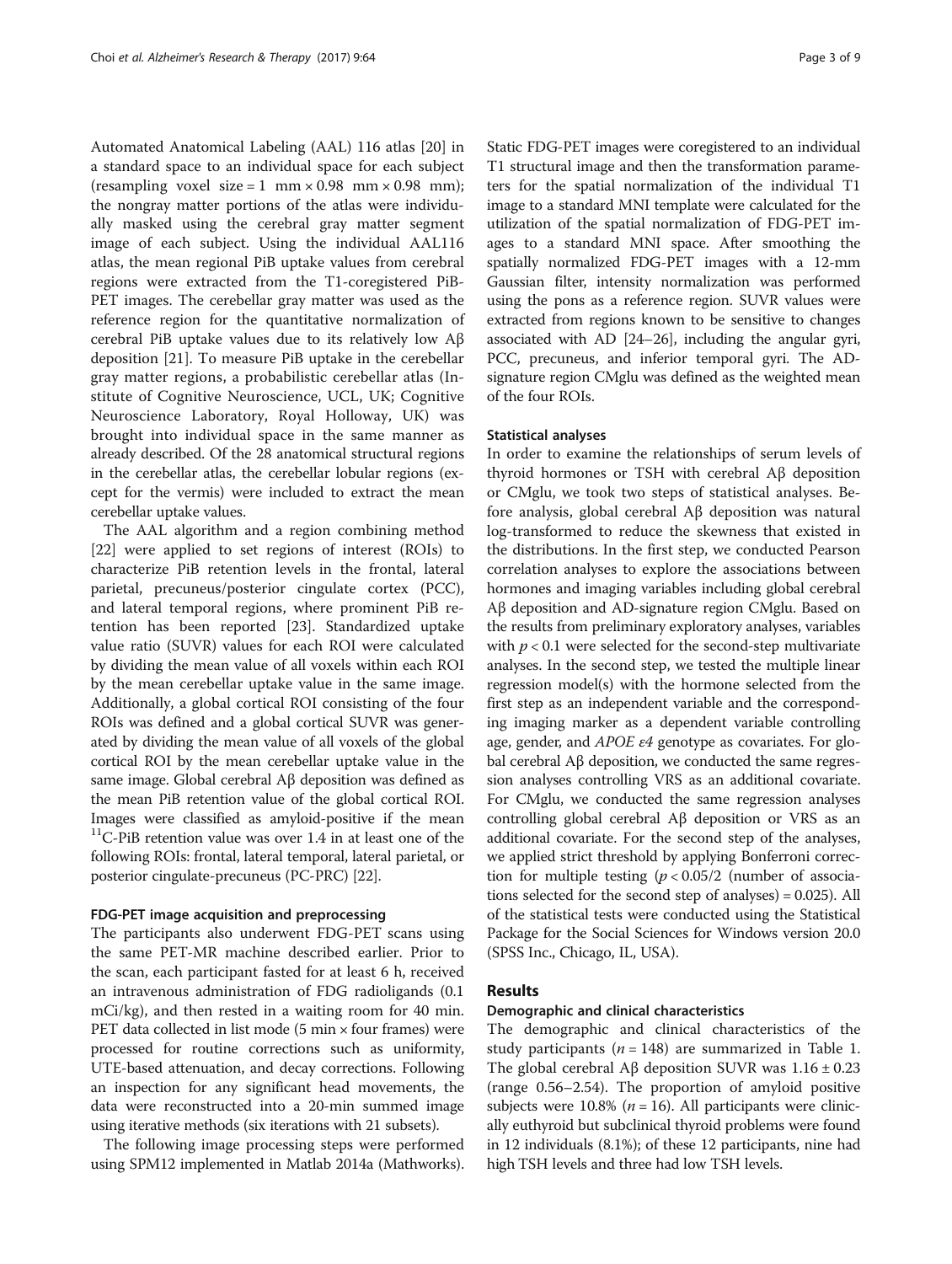Automated Anatomical Labeling (AAL) 116 atlas [20] in a standard space to an individual space for each subject (resampling voxel size = 1 mm × 0.98 mm × 0.98 mm); the nongray matter portions of the atlas were individually masked using the cerebral gray matter segment image of each subject. Using the individual AAL116 atlas, the mean regional PiB uptake values from cerebral regions were extracted from the T1-coregistered PiB-PET images. The cerebellar gray matter was used as the reference region for the quantitative normalization of cerebral PiB uptake values due to its relatively low Aβ deposition [21]. To measure PiB uptake in the cerebellar gray matter regions, a probabilistic cerebellar atlas (Institute of Cognitive Neuroscience, UCL, UK; Cognitive Neuroscience Laboratory, Royal Holloway, UK) was brought into individual space in the same manner as already described. Of the 28 anatomical structural regions in the cerebellar atlas, the cerebellar lobular regions (except for the vermis) were included to extract the mean cerebellar uptake values.

The AAL algorithm and a region combining method [22] were applied to set regions of interest (ROIs) to characterize PiB retention levels in the frontal, lateral parietal, precuneus/posterior cingulate cortex (PCC), and lateral temporal regions, where prominent PiB retention has been reported [23]. Standardized uptake value ratio (SUVR) values for each ROI were calculated by dividing the mean value of all voxels within each ROI by the mean cerebellar uptake value in the same image. Additionally, a global cortical ROI consisting of the four ROIs was defined and a global cortical SUVR was generated by dividing the mean value of all voxels of the global cortical ROI by the mean cerebellar uptake value in the same image. Global cerebral Aβ deposition was defined as the mean PiB retention value of the global cortical ROI. Images were classified as amyloid-positive if the mean $^{11}$C-PiB retention value was over 1.4 in at least one of the following ROIs: frontal, lateral temporal, lateral parietal, or posterior cingulate-precuneus (PC-PRC) [22].

#### FDG-PET image acquisition and preprocessing

The participants also underwent FDG-PET scans using the same PET-MR machine described earlier. Prior to the scan, each participant fasted for at least 6 h, received an intravenous administration of FDG radioligands (0.1 mCi/kg), and then rested in a waiting room for 40 min. PET data collected in list mode (5 min × four frames) were processed for routine corrections such as uniformity, UTE-based attenuation, and decay corrections. Following an inspection for any significant head movements, the data were reconstructed into a 20-min summed image using iterative methods (six iterations with 21 subsets).

The following image processing steps were performed using SPM12 implemented in Matlab 2014a (Mathworks). Static FDG-PET images were coregistered to an individual T1 structural image and then the transformation parameters for the spatial normalization of the individual T1 image to a standard MNI template were calculated for the utilization of the spatial normalization of FDG-PET images to a standard MNI space. After smoothing the spatially normalized FDG-PET images with a 12-mm Gaussian filter, intensity normalization was performed using the pons as a reference region. SUVR values were extracted from regions known to be sensitive to changes associated with AD [24–26], including the angular gyri, PCC, precuneus, and inferior temporal gyri. The AD-signature region CMglu was defined as the weighted mean of the four ROIs.

#### Statistical analyses

In order to examine the relationships of serum levels of thyroid hormones or TSH with cerebral Aβ deposition or CMglu, we took two steps of statistical analyses. Before analysis, global cerebral Aβ deposition was natural log-transformed to reduce the skewness that existed in the distributions. In the first step, we conducted Pearson correlation analyses to explore the associations between hormones and imaging variables including global cerebral Aβ deposition and AD-signature region CMglu. Based on the results from preliminary exploratory analyses, variables with $p < 0.1$ were selected for the second-step multivariate analyses. In the second step, we tested the multiple linear regression model(s) with the hormone selected from the first step as an independent variable and the corresponding imaging marker as a dependent variable controlling age, gender, and *APOE ε4* genotype as covariates. For global cerebral Aβ deposition, we conducted the same regression analyses controlling VRS as an additional covariate. For CMglu, we conducted the same regression analyses controlling global cerebral Aβ deposition or VRS as an additional covariate. For the second step of the analyses, we applied strict threshold by applying Bonferroni correction for multiple testing ($p < 0.05/2$ (number of associations selected for the second step of analyses) = 0.025). All of the statistical tests were conducted using the Statistical Package for the Social Sciences for Windows version 20.0 (SPSS Inc., Chicago, IL, USA).

## Results

#### Demographic and clinical characteristics

The demographic and clinical characteristics of the study participants ($n = 148$) are summarized in Table 1. The global cerebral Aβ deposition SUVR was 1.16 ± 0.23 (range 0.56–2.54). The proportion of amyloid positive subjects were 10.8% ($n = 16$). All participants were clinically euthyroid but subclinical thyroid problems were found in 12 individuals (8.1%); of these 12 participants, nine had high TSH levels and three had low TSH levels.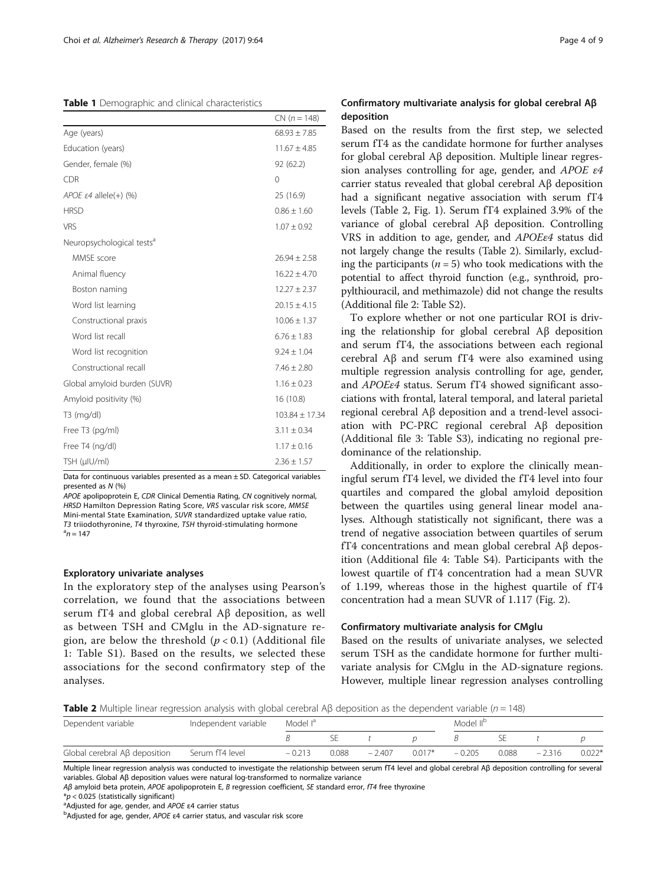**Table 1** Demographic and clinical characteristics

| | CN ($n = 148$) |
|---|---|
| Age (years) | 68.93 ± 7.85 |
| Education (years) | 11.67 ± 4.85 |
| Gender, female (%) | 92 (62.2) |
| CDR | 0 |
| *APOE ε4* allele(+) (%) | 25 (16.9) |
| HRSD | 0.86 ± 1.60 |
| VRS | 1.07 ± 0.92 |
| Neuropsychological tests[a] | |
| MMSE score | 26.94 ± 2.58 |
| Animal fluency | 16.22 ± 4.70 |
| Boston naming | 12.27 ± 2.37 |
| Word list learning | 20.15 ± 4.15 |
| Constructional praxis | 10.06 ± 1.37 |
| Word list recall | 6.76 ± 1.83 |
| Word list recognition | 9.24 ± 1.04 |
| Constructional recall | 7.46 ± 2.80 |
| Global amyloid burden (SUVR) | 1.16 ± 0.23 |
| Amyloid positivity (%) | 16 (10.8) |
| T3 (mg/dl) | 103.84 ± 17.34 |
| Free T3 (pg/ml) | 3.11 ± 0.34 |
| Free T4 (ng/dl) | 1.17 ± 0.16 |
| TSH (μIU/ml) | 2.36 ± 1.57 |

Data for continuous variables presented as a mean ± SD. Categorical variables presented as *N* (%)

*APOE* apolipoprotein E, *CDR* Clinical Dementia Rating, *CN* cognitively normal, *HRSD* Hamilton Depression Rating Score, *VRS* vascular risk score, *MMSE* Mini-mental State Examination, *SUVR* standardized uptake value ratio, *T3* triiodothyronine, *T4* thyroxine, *TSH* thyroid-stimulating hormone

[a] $n = 147$

### Exploratory univariate analyses

In the exploratory step of the analyses using Pearson's correlation, we found that the associations between serum fT4 and global cerebral Aβ deposition, as well as between TSH and CMglu in the AD-signature region, are below the threshold ($p < 0.1$) (Additional file 1: Table S1). Based on the results, we selected these associations for the second confirmatory step of the analyses.

### Confirmatory multivariate analysis for global cerebral Aβ deposition

Based on the results from the first step, we selected serum fT4 as the candidate hormone for further analyses for global cerebral Aβ deposition. Multiple linear regression analyses controlling for age, gender, and *APOE ε4* carrier status revealed that global cerebral Aβ deposition had a significant negative association with serum fT4 levels (Table 2, Fig. 1). Serum fT4 explained 3.9% of the variance of global cerebral Aβ deposition. Controlling VRS in addition to age, gender, and *APOEε4* status did not largely change the results (Table 2). Similarly, excluding the participants ($n = 5$) who took medications with the potential to affect thyroid function (e.g., synthroid, propylthiouracil, and methimazole) did not change the results (Additional file 2: Table S2).

To explore whether or not one particular ROI is driving the relationship for global cerebral Aβ deposition and serum fT4, the associations between each regional cerebral Aβ and serum fT4 were also examined using multiple regression analysis controlling for age, gender, and *APOEε4* status. Serum fT4 showed significant associations with frontal, lateral temporal, and lateral parietal regional cerebral Aβ deposition and a trend-level association with PC-PRC regional cerebral Aβ deposition (Additional file 3: Table S3), indicating no regional predominance of the relationship.

Additionally, in order to explore the clinically meaningful serum fT4 level, we divided the fT4 level into four quartiles and compared the global amyloid deposition between the quartiles using general linear model analyses. Although statistically not significant, there was a trend of negative association between quartiles of serum fT4 concentrations and mean global cerebral Aβ deposition (Additional file 4: Table S4). Participants with the lowest quartile of fT4 concentration had a mean SUVR of 1.199, whereas those in the highest quartile of fT4 concentration had a mean SUVR of 1.117 (Fig. 2).

### Confirmatory multivariate analysis for CMglu

Based on the results of univariate analyses, we selected serum TSH as the candidate hormone for further multivariate analysis for CMglu in the AD-signature regions. However, multiple linear regression analyses controlling

**Table 2** Multiple linear regression analysis with global cerebral Aβ deposition as the dependent variable ($n = 148$)

| Dependent variable | Independent variable | Model I[a] | | | | Model II[b] | | | |
|---|---|---|---|---|---|---|---|---|---|
| | | *B* | SE | *t* | *p* | *B* | SE | *t* | *p* |
| Global cerebral Aβ deposition | Serum fT4 level | − 0.213 | 0.088 | − 2.407 | 0.017* | − 0.205 | 0.088 | − 2.316 | 0.022* |

Multiple linear regression analysis was conducted to investigate the relationship between serum fT4 level and global cerebral Aβ deposition controlling for several variables. Global Aβ deposition values were natural log-transformed to normalize variance

*Aβ* amyloid beta protein, *APOE* apolipoprotein E, *B* regression coefficient, *SE* standard error, *fT4* free thyroxine

*$p < 0.025$ (statistically significant)

[a] Adjusted for age, gender, and *APOE ε4* carrier status

[b] Adjusted for age, gender, *APOE ε4* carrier status, and vascular risk score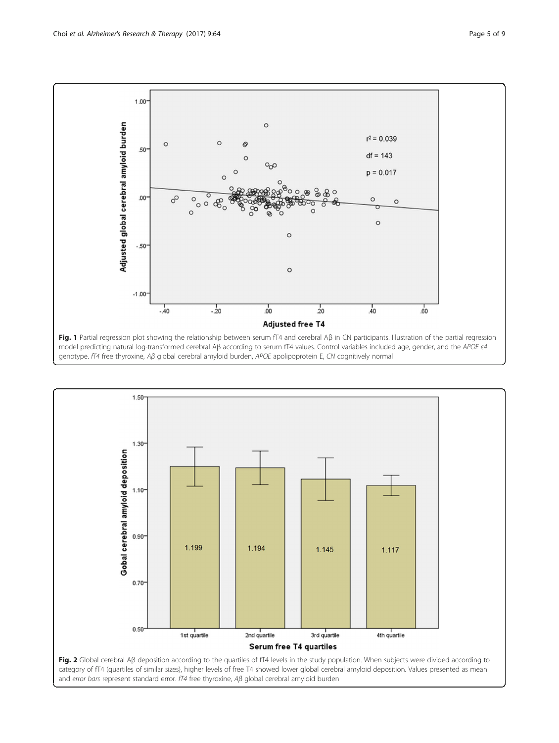**Fig. 1** Partial regression plot showing the relationship between serum fT4 and cerebral Aβ in CN participants. Illustration of the partial regression model predicting natural log-transformed cerebral Aβ according to serum fT4 values. Control variables included age, gender, and the *APOE ε4* genotype. *fT4* free thyroxine, *Aβ* global cerebral amyloid burden, *APOE* apolipoprotein E, *CN* cognitively normal

**Fig. 2** Global cerebral Aβ deposition according to the quartiles of fT4 levels in the study population. When subjects were divided according to category of fT4 (quartiles of similar sizes), higher levels of free T4 showed lower global cerebral amyloid deposition. Values presented as mean and *error bars* represent standard error. *fT4* free thyroxine, *Aβ* global cerebral amyloid burden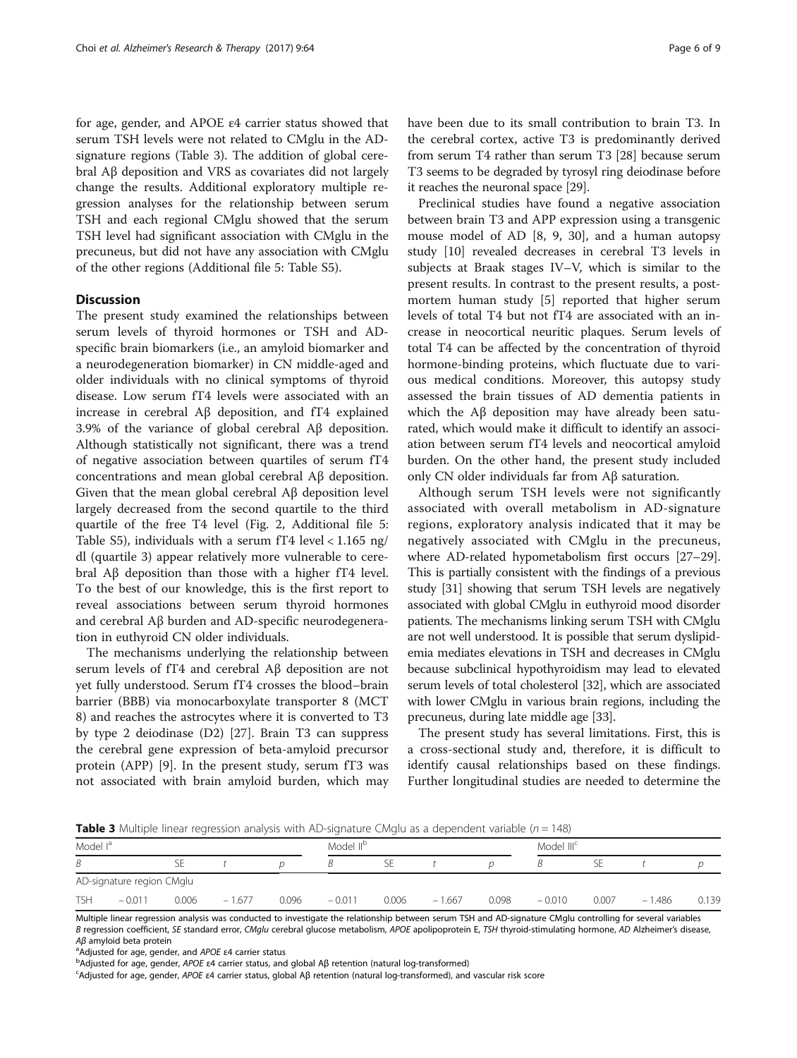for age, gender, and APOE ε4 carrier status showed that serum TSH levels were not related to CMglu in the AD-signature regions (Table 3). The addition of global cerebral Aβ deposition and VRS as covariates did not largely change the results. Additional exploratory multiple regression analyses for the relationship between serum TSH and each regional CMglu showed that the serum TSH level had significant association with CMglu in the precuneus, but did not have any association with CMglu of the other regions (Additional file 5: Table S5).

## Discussion

The present study examined the relationships between serum levels of thyroid hormones or TSH and AD-specific brain biomarkers (i.e., an amyloid biomarker and a neurodegeneration biomarker) in CN middle-aged and older individuals with no clinical symptoms of thyroid disease. Low serum fT4 levels were associated with an increase in cerebral Aβ deposition, and fT4 explained 3.9% of the variance of global cerebral Aβ deposition. Although statistically not significant, there was a trend of negative association between quartiles of serum fT4 concentrations and mean global cerebral Aβ deposition. Given that the mean global cerebral Aβ deposition level largely decreased from the second quartile to the third quartile of the free T4 level (Fig. 2, Additional file 5: Table S5), individuals with a serum fT4 level < 1.165 ng/dl (quartile 3) appear relatively more vulnerable to cerebral Aβ deposition than those with a higher fT4 level. To the best of our knowledge, this is the first report to reveal associations between serum thyroid hormones and cerebral Aβ burden and AD-specific neurodegeneration in euthyroid CN older individuals.

The mechanisms underlying the relationship between serum levels of fT4 and cerebral Aβ deposition are not yet fully understood. Serum fT4 crosses the blood–brain barrier (BBB) via monocarboxylate transporter 8 (MCT 8) and reaches the astrocytes where it is converted to T3 by type 2 deiodinase (D2) [27]. Brain T3 can suppress the cerebral gene expression of beta-amyloid precursor protein (APP) [9]. In the present study, serum fT3 was not associated with brain amyloid burden, which may have been due to its small contribution to brain T3. In the cerebral cortex, active T3 is predominantly derived from serum T4 rather than serum T3 [28] because serum T3 seems to be degraded by tyrosyl ring deiodinase before it reaches the neuronal space [29].

Preclinical studies have found a negative association between brain T3 and APP expression using a transgenic mouse model of AD [8, 9, 30], and a human autopsy study [10] revealed decreases in cerebral T3 levels in subjects at Braak stages IV–V, which is similar to the present results. In contrast to the present results, a postmortem human study [5] reported that higher serum levels of total T4 but not fT4 are associated with an increase in neocortical neuritic plaques. Serum levels of total T4 can be affected by the concentration of thyroid hormone-binding proteins, which fluctuate due to various medical conditions. Moreover, this autopsy study assessed the brain tissues of AD dementia patients in which the Aβ deposition may have already been saturated, which would make it difficult to identify an association between serum fT4 levels and neocortical amyloid burden. On the other hand, the present study included only CN older individuals far from Aβ saturation.

Although serum TSH levels were not significantly associated with overall metabolism in AD-signature regions, exploratory analysis indicated that it may be negatively associated with CMglu in the precuneus, where AD-related hypometabolism first occurs [27–29]. This is partially consistent with the findings of a previous study [31] showing that serum TSH levels are negatively associated with global CMglu in euthyroid mood disorder patients. The mechanisms linking serum TSH with CMglu are not well understood. It is possible that serum dyslipidemia mediates elevations in TSH and decreases in CMglu because subclinical hypothyroidism may lead to elevated serum levels of total cholesterol [32], which are associated with lower CMglu in various brain regions, including the precuneus, during late middle age [33].

The present study has several limitations. First, this is a cross-sectional study and, therefore, it is difficult to identify causal relationships based on these findings. Further longitudinal studies are needed to determine the

**Table 3** Multiple linear regression analysis with AD-signature CMglu as a dependent variable ($n = 148$)

| | Model I[a] | | | | Model II[b] | | | | Model III[c] | | | |
|---|---|---|---|---|---|---|---|---|---|---|---|---|
| | $B$ | SE | $t$ | $p$ | $B$ | SE | $t$ | $p$ | $B$ | SE | $t$ | $p$ |
| AD-signature region CMglu | | | | | | | | | | | | |
| TSH | − 0.011 | 0.006 | − 1.677 | 0.096 | − 0.011 | 0.006 | − 1.667 | 0.098 | − 0.010 | 0.007 | − 1.486 | 0.139 |

Multiple linear regression analysis was conducted to investigate the relationship between serum TSH and AD-signature CMglu controlling for several variables
*B* regression coefficient, *SE* standard error, *CMglu* cerebral glucose metabolism, *APOE* apolipoprotein E, *TSH* thyroid-stimulating hormone, *AD* Alzheimer's disease, *Aβ* amyloid beta protein

[a]Adjusted for age, gender, and *APOE* ε4 carrier status

[b]Adjusted for age, gender, *APOE* ε4 carrier status, and global Aβ retention (natural log-transformed)

[c]Adjusted for age, gender, *APOE* ε4 carrier status, global Aβ retention (natural log-transformed), and vascular risk score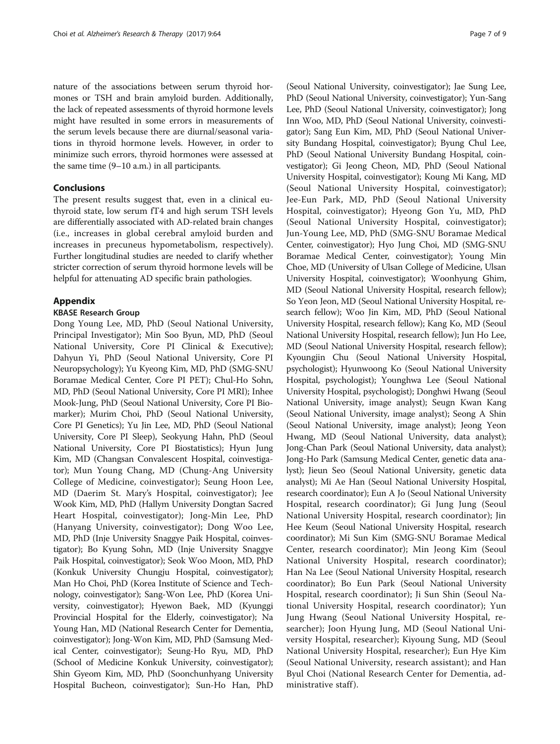nature of the associations between serum thyroid hormones or TSH and brain amyloid burden. Additionally, the lack of repeated assessments of thyroid hormone levels might have resulted in some errors in measurements of the serum levels because there are diurnal/seasonal variations in thyroid hormone levels. However, in order to minimize such errors, thyroid hormones were assessed at the same time (9–10 a.m.) in all participants.

## Conclusions

The present results suggest that, even in a clinical euthyroid state, low serum fT4 and high serum TSH levels are differentially associated with AD-related brain changes (i.e., increases in global cerebral amyloid burden and increases in precuneus hypometabolism, respectively). Further longitudinal studies are needed to clarify whether stricter correction of serum thyroid hormone levels will be helpful for attenuating AD specific brain pathologies.

## Appendix

### KBASE Research Group

Dong Young Lee, MD, PhD (Seoul National University, Principal Investigator); Min Soo Byun, MD, PhD (Seoul National University, Core PI Clinical & Executive); Dahyun Yi, PhD (Seoul National University, Core PI Neuropsychology); Yu Kyeong Kim, MD, PhD (SMG-SNU Boramae Medical Center, Core PI PET); Chul-Ho Sohn, MD, PhD (Seoul National University, Core PI MRI); Inhee Mook-Jung, PhD (Seoul National University, Core PI Biomarker); Murim Choi, PhD (Seoul National University, Core PI Genetics); Yu Jin Lee, MD, PhD (Seoul National University, Core PI Sleep), Seokyung Hahn, PhD (Seoul National University, Core PI Biostatistics); Hyun Jung Kim, MD (Changsan Convalescent Hospital, coinvestigator); Mun Young Chang, MD (Chung-Ang University College of Medicine, coinvestigator); Seung Hoon Lee, MD (Daerim St. Mary's Hospital, coinvestigator); Jee Wook Kim, MD, PhD (Hallym University Dongtan Sacred Heart Hospital, coinvestigator); Jong-Min Lee, PhD (Hanyang University, coinvestigator); Dong Woo Lee, MD, PhD (Inje University Snaggye Paik Hospital, coinvestigator); Bo Kyung Sohn, MD (Inje University Snaggye Paik Hospital, coinvestigator); Seok Woo Moon, MD, PhD (Konkuk University Chungju Hospital, coinvestigator); Man Ho Choi, PhD (Korea Institute of Science and Technology, coinvestigator); Sang-Won Lee, PhD (Korea University, coinvestigator); Hyewon Baek, MD (Kyunggi Provincial Hospital for the Elderly, coinvestigator); Na Young Han, MD (National Research Center for Dementia, coinvestigator); Jong-Won Kim, MD, PhD (Samsung Medical Center, coinvestigator); Seung-Ho Ryu, MD, PhD (School of Medicine Konkuk University, coinvestigator); Shin Gyeom Kim, MD, PhD (Soonchunhyang University Hospital Bucheon, coinvestigator); Sun-Ho Han, PhD (Seoul National University, coinvestigator); Jae Sung Lee, PhD (Seoul National University, coinvestigator); Yun-Sang Lee, PhD (Seoul National University, coinvestigator); Jong Inn Woo, MD, PhD (Seoul National University, coinvestigator); Sang Eun Kim, MD, PhD (Seoul National University Bundang Hospital, coinvestigator); Byung Chul Lee, PhD (Seoul National University Bundang Hospital, coinvestigator); Gi Jeong Cheon, MD, PhD (Seoul National University Hospital, coinvestigator); Koung Mi Kang, MD (Seoul National University Hospital, coinvestigator); Jee-Eun Park, MD, PhD (Seoul National University Hospital, coinvestigator); Hyeong Gon Yu, MD, PhD (Seoul National University Hospital, coinvestigator); Jun-Young Lee, MD, PhD (SMG-SNU Boramae Medical Center, coinvestigator); Hyo Jung Choi, MD (SMG-SNU Boramae Medical Center, coinvestigator); Young Min Choe, MD (University of Ulsan College of Medicine, Ulsan University Hospital, coinvestigator); Woonhyung Ghim, MD (Seoul National University Hospital, research fellow); So Yeon Jeon, MD (Seoul National University Hospital, research fellow); Woo Jin Kim, MD, PhD (Seoul National University Hospital, research fellow); Kang Ko, MD (Seoul National University Hospital, research fellow); Jun Ho Lee, MD (Seoul National University Hospital, research fellow); Kyoungjin Chu (Seoul National University Hospital, psychologist); Hyunwoong Ko (Seoul National University Hospital, psychologist); Younghwa Lee (Seoul National University Hospital, psychologist); Donghwi Hwang (Seoul National University, image analyst); Seugn Kwan Kang (Seoul National University, image analyst); Seong A Shin (Seoul National University, image analyst); Jeong Yeon Hwang, MD (Seoul National University, data analyst); Jong-Chan Park (Seoul National University, data analyst); Jong-Ho Park (Samsung Medical Center, genetic data analyst); Jieun Seo (Seoul National University, genetic data analyst); Mi Ae Han (Seoul National University Hospital, research coordinator); Eun A Jo (Seoul National University Hospital, research coordinator); Gi Jung Jung (Seoul National University Hospital, research coordinator); Jin Hee Keum (Seoul National University Hospital, research coordinator); Mi Sun Kim (SMG-SNU Boramae Medical Center, research coordinator); Min Jeong Kim (Seoul National University Hospital, research coordinator); Han Na Lee (Seoul National University Hospital, research coordinator); Bo Eun Park (Seoul National University Hospital, research coordinator); Ji Sun Shin (Seoul National University Hospital, research coordinator); Yun Jung Hwang (Seoul National University Hospital, researcher); Joon Hyung Jung, MD (Seoul National University Hospital, researcher); Kiyoung Sung, MD (Seoul National University Hospital, researcher); Eun Hye Kim (Seoul National University, research assistant); and Han Byul Choi (National Research Center for Dementia, administrative staff).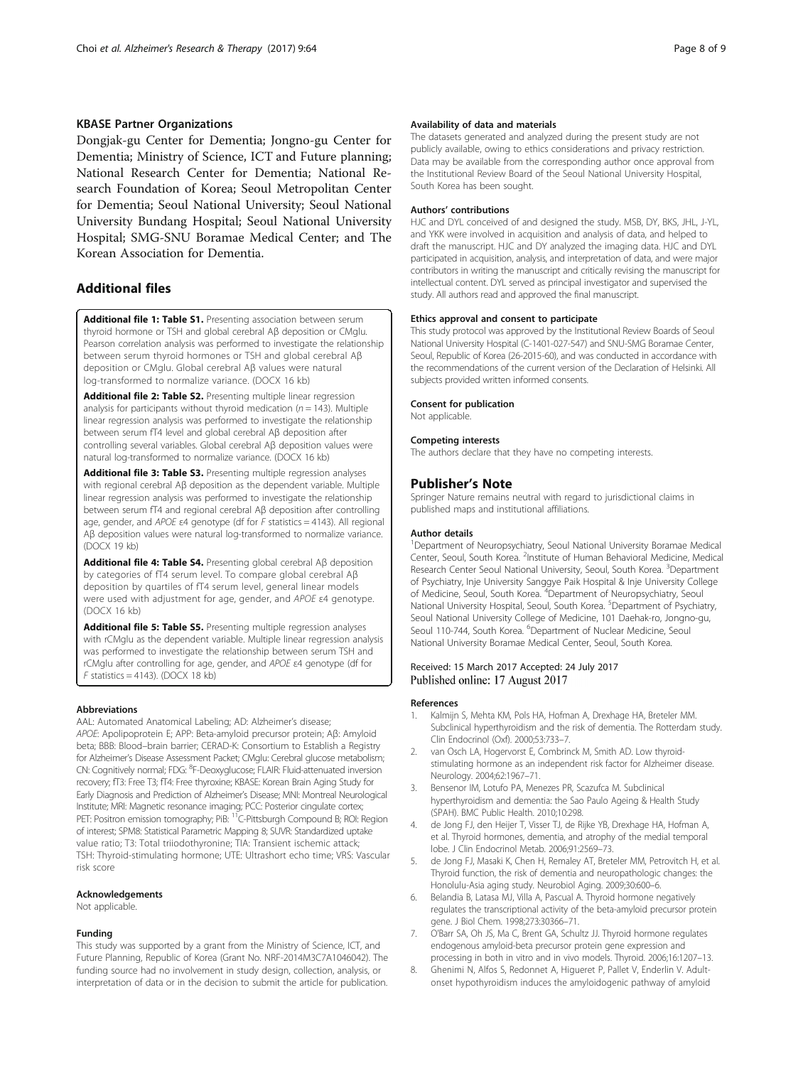## KBASE Partner Organizations

Dongjak-gu Center for Dementia; Jongno-gu Center for Dementia; Ministry of Science, ICT and Future planning; National Research Center for Dementia; National Research Foundation of Korea; Seoul Metropolitan Center for Dementia; Seoul National University; Seoul National University Bundang Hospital; Seoul National University Hospital; SMG-SNU Boramae Medical Center; and The Korean Association for Dementia.

## Additional files

**Additional file 1: Table S1.** Presenting association between serum thyroid hormone or TSH and global cerebral Aβ deposition or CMglu. Pearson correlation analysis was performed to investigate the relationship between serum thyroid hormones or TSH and global cerebral Aβ deposition or CMglu. Global cerebral Aβ values were natural log-transformed to normalize variance. (DOCX 16 kb)

**Additional file 2: Table S2.** Presenting multiple linear regression analysis for participants without thyroid medication ($n = 143$). Multiple linear regression analysis was performed to investigate the relationship between serum fT4 level and global cerebral Aβ deposition after controlling several variables. Global cerebral Aβ deposition values were natural log-transformed to normalize variance. (DOCX 16 kb)

**Additional file 3: Table S3.** Presenting multiple regression analyses with regional cerebral Aβ deposition as the dependent variable. Multiple linear regression analysis was performed to investigate the relationship between serum fT4 and regional cerebral Aβ deposition after controlling age, gender, and *APOE* ε4 genotype (df for $F$ statistics = 4143). All regional Aβ deposition values were natural log-transformed to normalize variance. (DOCX 19 kb)

**Additional file 4: Table S4.** Presenting global cerebral Aβ deposition by categories of fT4 serum level. To compare global cerebral Aβ deposition by quartiles of fT4 serum level, general linear models were used with adjustment for age, gender, and *APOE* ε4 genotype. (DOCX 16 kb)

**Additional file 5: Table S5.** Presenting multiple regression analyses with rCMglu as the dependent variable. Multiple linear regression analysis was performed to investigate the relationship between serum TSH and rCMglu after controlling for age, gender, and *APOE* ε4 genotype (df for $F$ statistics = 4143). (DOCX 18 kb)

#### Abbreviations

AAL: Automated Anatomical Labeling; AD: Alzheimer's disease; *APOE*: Apolipoprotein E; APP: Beta-amyloid precursor protein; Aβ: Amyloid beta; BBB: Blood–brain barrier; CERAD-K: Consortium to Establish a Registry for Alzheimer's Disease Assessment Packet; CMglu: Cerebral glucose metabolism; CN: Cognitively normal; FDG: $^{8}$F-Deoxyglucose; FLAIR: Fluid-attenuated inversion recovery; fT3: Free T3; fT4: Free thyroxine; KBASE: Korean Brain Aging Study for Early Diagnosis and Prediction of Alzheimer's Disease; MNI: Montreal Neurological Institute; MRI: Magnetic resonance imaging; PCC: Posterior cingulate cortex; PET: Positron emission tomography; PiB: $^{11}$C-Pittsburgh Compound B; ROI: Region of interest; SPM8: Statistical Parametric Mapping 8; SUVR: Standardized uptake value ratio; T3: Total triiodothyronine; TIA: Transient ischemic attack; TSH: Thyroid-stimulating hormone; UTE: Ultrashort echo time; VRS: Vascular risk score

#### Acknowledgements

Not applicable.

#### Funding

This study was supported by a grant from the Ministry of Science, ICT, and Future Planning, Republic of Korea (Grant No. NRF-2014M3C7A1046042). The funding source had no involvement in study design, collection, analysis, or interpretation of data or in the decision to submit the article for publication.

#### Availability of data and materials

The datasets generated and analyzed during the present study are not publicly available, owing to ethics considerations and privacy restriction. Data may be available from the corresponding author once approval from the Institutional Review Board of the Seoul National University Hospital, South Korea has been sought.

#### Authors' contributions

HJC and DYL conceived of and designed the study. MSB, DY, BKS, JHL, J-YL, and YKK were involved in acquisition and analysis of data, and helped to draft the manuscript. HJC and DY analyzed the imaging data. HJC and DYL participated in acquisition, analysis, and interpretation of data, and were major contributors in writing the manuscript and critically revising the manuscript for intellectual content. DYL served as principal investigator and supervised the study. All authors read and approved the final manuscript.

#### Ethics approval and consent to participate

This study protocol was approved by the Institutional Review Boards of Seoul National University Hospital (C-1401-027-547) and SNU-SMG Boramae Center, Seoul, Republic of Korea (26-2015-60), and was conducted in accordance with the recommendations of the current version of the Declaration of Helsinki. All subjects provided written informed consents.

#### Consent for publication

Not applicable.

#### Competing interests

The authors declare that they have no competing interests.

## Publisher's Note

Springer Nature remains neutral with regard to jurisdictional claims in published maps and institutional affiliations.

#### Author details

[1]Department of Neuropsychiatry, Seoul National University Boramae Medical Center, Seoul, South Korea. [2]Institute of Human Behavioral Medicine, Medical Research Center Seoul National University, Seoul, South Korea. [3]Department of Psychiatry, Inje University Sanggye Paik Hospital & Inje University College of Medicine, Seoul, South Korea. [4]Department of Neuropsychiatry, Seoul National University Hospital, Seoul, South Korea. [5]Department of Psychiatry, Seoul National University College of Medicine, 101 Daehak-ro, Jongno-gu, Seoul 110-744, South Korea. [6]Department of Nuclear Medicine, Seoul National University Boramae Medical Center, Seoul, South Korea.

Received: 15 March 2017 Accepted: 24 July 2017
Published online: 17 August 2017

#### References

1. Kalmijn S, Mehta KM, Pols HA, Hofman A, Drexhage HA, Breteler MM. Subclinical hyperthyroidism and the risk of dementia. The Rotterdam study. Clin Endocrinol (Oxf). 2000;53:733–7.
2. van Osch LA, Hogervorst E, Combrinck M, Smith AD. Low thyroid-stimulating hormone as an independent risk factor for Alzheimer disease. Neurology. 2004;62:1967–71.
3. Bensenor IM, Lotufo PA, Menezes PR, Scazufca M. Subclinical hyperthyroidism and dementia: the Sao Paulo Ageing & Health Study (SPAH). BMC Public Health. 2010;10:298.
4. de Jong FJ, den Heijer T, Visser TJ, de Rijke YB, Drexhage HA, Hofman A, et al. Thyroid hormones, dementia, and atrophy of the medial temporal lobe. J Clin Endocrinol Metab. 2006;91:2569–73.
5. de Jong FJ, Masaki K, Chen H, Remaley AT, Breteler MM, Petrovitch H, et al. Thyroid function, the risk of dementia and neuropathologic changes: the Honolulu-Asia aging study. Neurobiol Aging. 2009;30:600–6.
6. Belandia B, Latasa MJ, Villa A, Pascual A. Thyroid hormone negatively regulates the transcriptional activity of the beta-amyloid precursor protein gene. J Biol Chem. 1998;273:30366–71.
7. O'Barr SA, Oh JS, Ma C, Brent GA, Schultz JJ. Thyroid hormone regulates endogenous amyloid-beta precursor protein gene expression and processing in both in vitro and in vivo models. Thyroid. 2006;16:1207–13.
8. Ghenimi N, Alfos S, Redonnet A, Higueret P, Pallet V, Enderlin V. Adult-onset hypothyroidism induces the amyloidogenic pathway of amyloid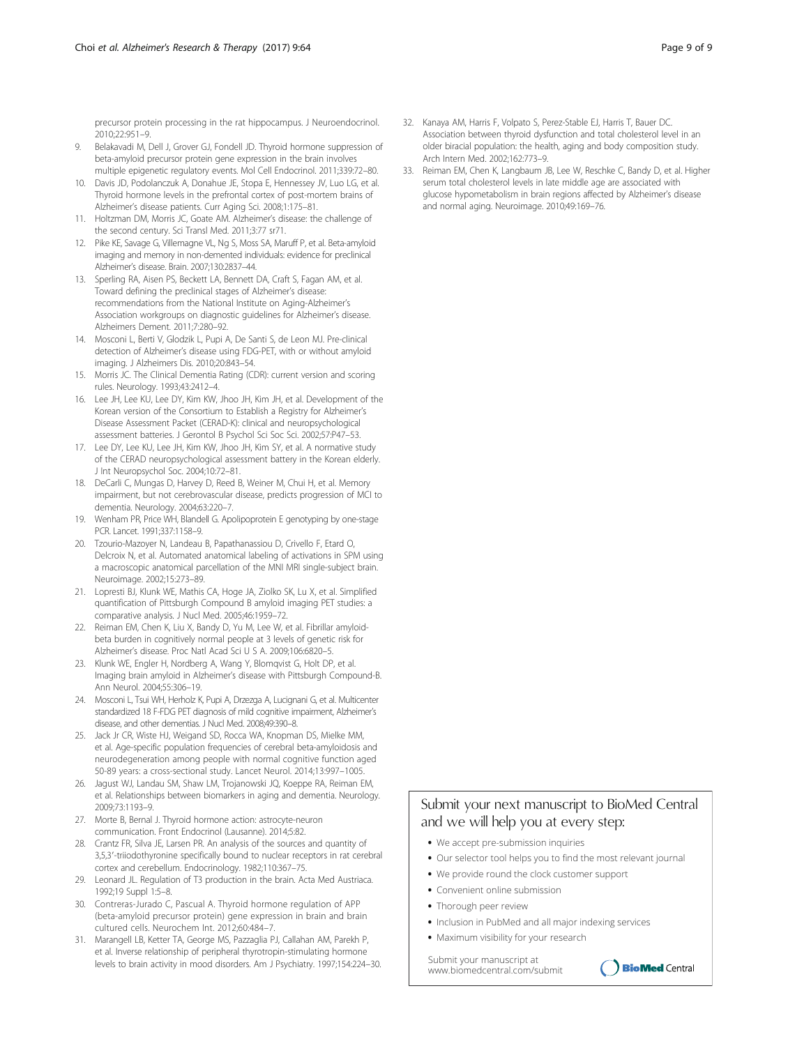precursor protein processing in the rat hippocampus. J Neuroendocrinol. 2010;22:951–9.

9. Belakavadi M, Dell J, Grover GJ, Fondell JD. Thyroid hormone suppression of beta-amyloid precursor protein gene expression in the brain involves multiple epigenetic regulatory events. Mol Cell Endocrinol. 2011;339:72–80.
10. Davis JD, Podolanczuk A, Donahue JE, Stopa E, Hennessey JV, Luo LG, et al. Thyroid hormone levels in the prefrontal cortex of post-mortem brains of Alzheimer's disease patients. Curr Aging Sci. 2008;1:175–81.
11. Holtzman DM, Morris JC, Goate AM. Alzheimer's disease: the challenge of the second century. Sci Transl Med. 2011;3:77 sr71.
12. Pike KE, Savage G, Villemagne VL, Ng S, Moss SA, Maruff P, et al. Beta-amyloid imaging and memory in non-demented individuals: evidence for preclinical Alzheimer's disease. Brain. 2007;130:2837–44.
13. Sperling RA, Aisen PS, Beckett LA, Bennett DA, Craft S, Fagan AM, et al. Toward defining the preclinical stages of Alzheimer's disease: recommendations from the National Institute on Aging-Alzheimer's Association workgroups on diagnostic guidelines for Alzheimer's disease. Alzheimers Dement. 2011;7:280–92.
14. Mosconi L, Berti V, Glodzik L, Pupi A, De Santi S, de Leon MJ. Pre-clinical detection of Alzheimer's disease using FDG-PET, with or without amyloid imaging. J Alzheimers Dis. 2010;20:843–54.
15. Morris JC. The Clinical Dementia Rating (CDR): current version and scoring rules. Neurology. 1993;43:2412–4.
16. Lee JH, Lee KU, Lee DY, Kim KW, Jhoo JH, Kim JH, et al. Development of the Korean version of the Consortium to Establish a Registry for Alzheimer's Disease Assessment Packet (CERAD-K): clinical and neuropsychological assessment batteries. J Gerontol B Psychol Sci Soc Sci. 2002;57:P47–53.
17. Lee DY, Lee KU, Lee JH, Kim KW, Jhoo JH, Kim SY, et al. A normative study of the CERAD neuropsychological assessment battery in the Korean elderly. J Int Neuropsychol Soc. 2004;10:72–81.
18. DeCarli C, Mungas D, Harvey D, Reed B, Weiner M, Chui H, et al. Memory impairment, but not cerebrovascular disease, predicts progression of MCI to dementia. Neurology. 2004;63:220–7.
19. Wenham PR, Price WH, Blandell G. Apolipoprotein E genotyping by one-stage PCR. Lancet. 1991;337:1158–9.
20. Tzourio-Mazoyer N, Landeau B, Papathanassiou D, Crivello F, Etard O, Delcroix N, et al. Automated anatomical labeling of activations in SPM using a macroscopic anatomical parcellation of the MNI MRI single-subject brain. Neuroimage. 2002;15:273–89.
21. Lopresti BJ, Klunk WE, Mathis CA, Hoge JA, Ziolko SK, Lu X, et al. Simplified quantification of Pittsburgh Compound B amyloid imaging PET studies: a comparative analysis. J Nucl Med. 2005;46:1959–72.
22. Reiman EM, Chen K, Liu X, Bandy D, Yu M, Lee W, et al. Fibrillar amyloid-beta burden in cognitively normal people at 3 levels of genetic risk for Alzheimer's disease. Proc Natl Acad Sci U S A. 2009;106:6820–5.
23. Klunk WE, Engler H, Nordberg A, Wang Y, Blomqvist G, Holt DP, et al. Imaging brain amyloid in Alzheimer's disease with Pittsburgh Compound-B. Ann Neurol. 2004;55:306–19.
24. Mosconi L, Tsui WH, Herholz K, Pupi A, Drzezga A, Lucignani G, et al. Multicenter standardized 18 F-FDG PET diagnosis of mild cognitive impairment, Alzheimer's disease, and other dementias. J Nucl Med. 2008;49:390–8.
25. Jack Jr CR, Wiste HJ, Weigand SD, Rocca WA, Knopman DS, Mielke MM, et al. Age-specific population frequencies of cerebral beta-amyloidosis and neurodegeneration among people with normal cognitive function aged 50-89 years: a cross-sectional study. Lancet Neurol. 2014;13:997–1005.
26. Jagust WJ, Landau SM, Shaw LM, Trojanowski JQ, Koeppe RA, Reiman EM, et al. Relationships between biomarkers in aging and dementia. Neurology. 2009;73:1193–9.
27. Morte B, Bernal J. Thyroid hormone action: astrocyte-neuron communication. Front Endocrinol (Lausanne). 2014;5:82.
28. Crantz FR, Silva JE, Larsen PR. An analysis of the sources and quantity of 3,5,3′-triiodothyronine specifically bound to nuclear receptors in rat cerebral cortex and cerebellum. Endocrinology. 1982;110:367–75.
29. Leonard JL. Regulation of T3 production in the brain. Acta Med Austriaca. 1992;19 Suppl 1:5–8.
30. Contreras-Jurado C, Pascual A. Thyroid hormone regulation of APP (beta-amyloid precursor protein) gene expression in brain and brain cultured cells. Neurochem Int. 2012;60:484–7.
31. Marangell LB, Ketter TA, George MS, Pazzaglia PJ, Callahan AM, Parekh P, et al. Inverse relationship of peripheral thyrotropin-stimulating hormone levels to brain activity in mood disorders. Am J Psychiatry. 1997;154:224–30.
32. Kanaya AM, Harris F, Volpato S, Perez-Stable EJ, Harris T, Bauer DC. Association between thyroid dysfunction and total cholesterol level in an older biracial population: the health, aging and body composition study. Arch Intern Med. 2002;162:773–9.
33. Reiman EM, Chen K, Langbaum JB, Lee W, Reschke C, Bandy D, et al. Higher serum total cholesterol levels in late middle age are associated with glucose hypometabolism in brain regions affected by Alzheimer's disease and normal aging. Neuroimage. 2010;49:169–76.

Submit your next manuscript to BioMed Central and we will help you at every step:

- We accept pre-submission inquiries
- Our selector tool helps you to find the most relevant journal
- We provide round the clock customer support
- Convenient online submission
- Thorough peer review
- Inclusion in PubMed and all major indexing services
- Maximum visibility for your research

Submit your manuscript at www.biomedcentral.com/submit

BioMed Central